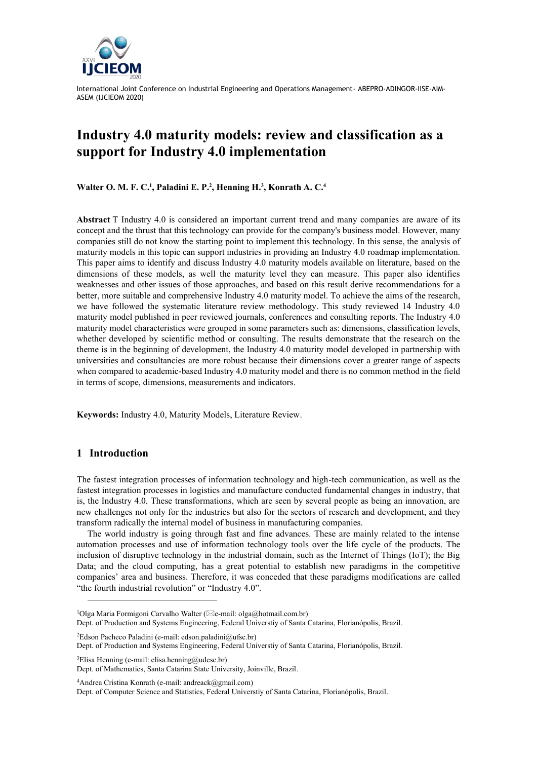International Joint Conference on Industrial Engineering and Operations Management- ABEPRO-ADINGOR-IISE-AIM-ASEM (IJCIEOM 2020)

# Industry 4.0 maturity models: review and classification as a support for Industry 4.0 implementation

**Walter O. M. F. C.[1], Paladini E. P.[2], Henning H.[3], Konrath A. C.[4]**

**Abstract** T Industry 4.0 is considered an important current trend and many companies are aware of its concept and the thrust that this technology can provide for the company's business model. However, many companies still do not know the starting point to implement this technology. In this sense, the analysis of maturity models in this topic can support industries in providing an Industry 4.0 roadmap implementation. This paper aims to identify and discuss Industry 4.0 maturity models available on literature, based on the dimensions of these models, as well the maturity level they can measure. This paper also identifies weaknesses and other issues of those approaches, and based on this result derive recommendations for a better, more suitable and comprehensive Industry 4.0 maturity model. To achieve the aims of the research, we have followed the systematic literature review methodology. This study reviewed 14 Industry 4.0 maturity model published in peer reviewed journals, conferences and consulting reports. The Industry 4.0 maturity model characteristics were grouped in some parameters such as: dimensions, classification levels, whether developed by scientific method or consulting. The results demonstrate that the research on the theme is in the beginning of development, the Industry 4.0 maturity model developed in partnership with universities and consultancies are more robust because their dimensions cover a greater range of aspects when compared to academic-based Industry 4.0 maturity model and there is no common method in the field in terms of scope, dimensions, measurements and indicators.

**Keywords:** Industry 4.0, Maturity Models, Literature Review.

## 1 Introduction

The fastest integration processes of information technology and high-tech communication, as well as the fastest integration processes in logistics and manufacture conducted fundamental changes in industry, that is, the Industry 4.0. These transformations, which are seen by several people as being an innovation, are new challenges not only for the industries but also for the sectors of research and development, and they transform radically the internal model of business in manufacturing companies.

The world industry is going through fast and fine advances. These are mainly related to the intense automation processes and use of information technology tools over the life cycle of the products. The inclusion of disruptive technology in the industrial domain, such as the Internet of Things (IoT); the Big Data; and the cloud computing, has a great potential to establish new paradigms in the competitive companies' area and business. Therefore, it was conceded that these paradigms modifications are called "the fourth industrial revolution" or "Industry 4.0".

---

[1]Olga Maria Formigoni Carvalho Walter (✉e-mail: olga@hotmail.com.br)
Dept. of Production and Systems Engineering, Federal Universtiy of Santa Catarina, Florianópolis, Brazil.

[2]Edson Pacheco Paladini (e-mail: edson.paladini@ufsc.br)
Dept. of Production and Systems Engineering, Federal Universtiy of Santa Catarina, Florianópolis, Brazil.

[3]Elisa Henning (e-mail: elisa.henning@udesc.br)
Dept. of Mathematics, Santa Catarina State University, Joinville, Brazil.

[4]Andrea Cristina Konrath (e-mail: andreack@gmail.com)
Dept. of Computer Science and Statistics, Federal Universtiy of Santa Catarina, Florianópolis, Brazil.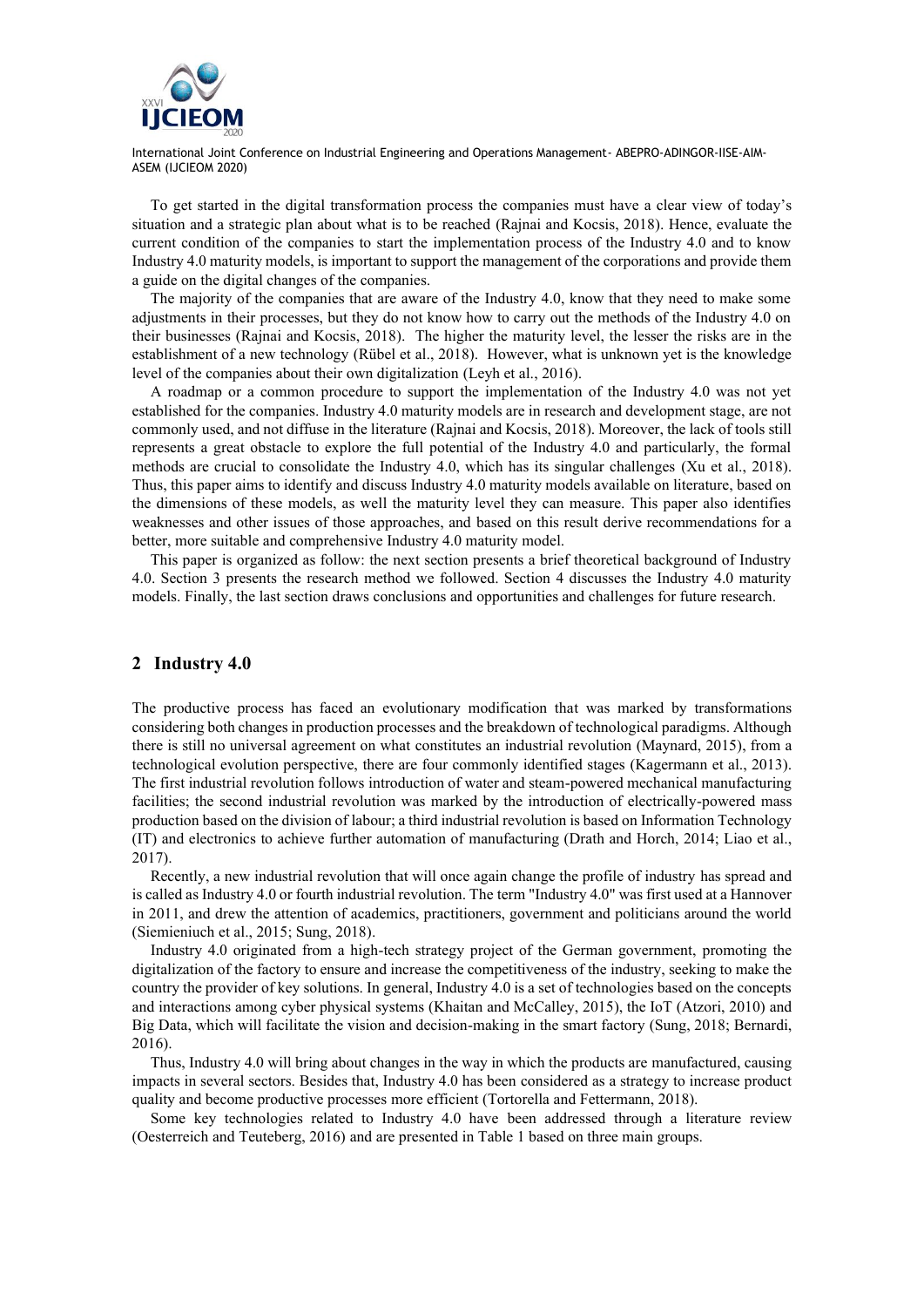To get started in the digital transformation process the companies must have a clear view of today's situation and a strategic plan about what is to be reached (Rajnai and Kocsis, 2018). Hence, evaluate the current condition of the companies to start the implementation process of the Industry 4.0 and to know Industry 4.0 maturity models, is important to support the management of the corporations and provide them a guide on the digital changes of the companies.

The majority of the companies that are aware of the Industry 4.0, know that they need to make some adjustments in their processes, but they do not know how to carry out the methods of the Industry 4.0 on their businesses (Rajnai and Kocsis, 2018). The higher the maturity level, the lesser the risks are in the establishment of a new technology (Rübel et al., 2018). However, what is unknown yet is the knowledge level of the companies about their own digitalization (Leyh et al., 2016).

A roadmap or a common procedure to support the implementation of the Industry 4.0 was not yet established for the companies. Industry 4.0 maturity models are in research and development stage, are not commonly used, and not diffuse in the literature (Rajnai and Kocsis, 2018). Moreover, the lack of tools still represents a great obstacle to explore the full potential of the Industry 4.0 and particularly, the formal methods are crucial to consolidate the Industry 4.0, which has its singular challenges (Xu et al., 2018). Thus, this paper aims to identify and discuss Industry 4.0 maturity models available on literature, based on the dimensions of these models, as well the maturity level they can measure. This paper also identifies weaknesses and other issues of those approaches, and based on this result derive recommendations for a better, more suitable and comprehensive Industry 4.0 maturity model.

This paper is organized as follow: the next section presents a brief theoretical background of Industry 4.0. Section 3 presents the research method we followed. Section 4 discusses the Industry 4.0 maturity models. Finally, the last section draws conclusions and opportunities and challenges for future research.

## 2 Industry 4.0

The productive process has faced an evolutionary modification that was marked by transformations considering both changes in production processes and the breakdown of technological paradigms. Although there is still no universal agreement on what constitutes an industrial revolution (Maynard, 2015), from a technological evolution perspective, there are four commonly identified stages (Kagermann et al., 2013). The first industrial revolution follows introduction of water and steam-powered mechanical manufacturing facilities; the second industrial revolution was marked by the introduction of electrically-powered mass production based on the division of labour; a third industrial revolution is based on Information Technology (IT) and electronics to achieve further automation of manufacturing (Drath and Horch, 2014; Liao et al., 2017).

Recently, a new industrial revolution that will once again change the profile of industry has spread and is called as Industry 4.0 or fourth industrial revolution. The term "Industry 4.0" was first used at a Hannover in 2011, and drew the attention of academics, practitioners, government and politicians around the world (Siemieniuch et al., 2015; Sung, 2018).

Industry 4.0 originated from a high-tech strategy project of the German government, promoting the digitalization of the factory to ensure and increase the competitiveness of the industry, seeking to make the country the provider of key solutions. In general, Industry 4.0 is a set of technologies based on the concepts and interactions among cyber physical systems (Khaitan and McCalley, 2015), the IoT (Atzori, 2010) and Big Data, which will facilitate the vision and decision-making in the smart factory (Sung, 2018; Bernardi, 2016).

Thus, Industry 4.0 will bring about changes in the way in which the products are manufactured, causing impacts in several sectors. Besides that, Industry 4.0 has been considered as a strategy to increase product quality and become productive processes more efficient (Tortorella and Fettermann, 2018).

Some key technologies related to Industry 4.0 have been addressed through a literature review (Oesterreich and Teuteberg, 2016) and are presented in Table 1 based on three main groups.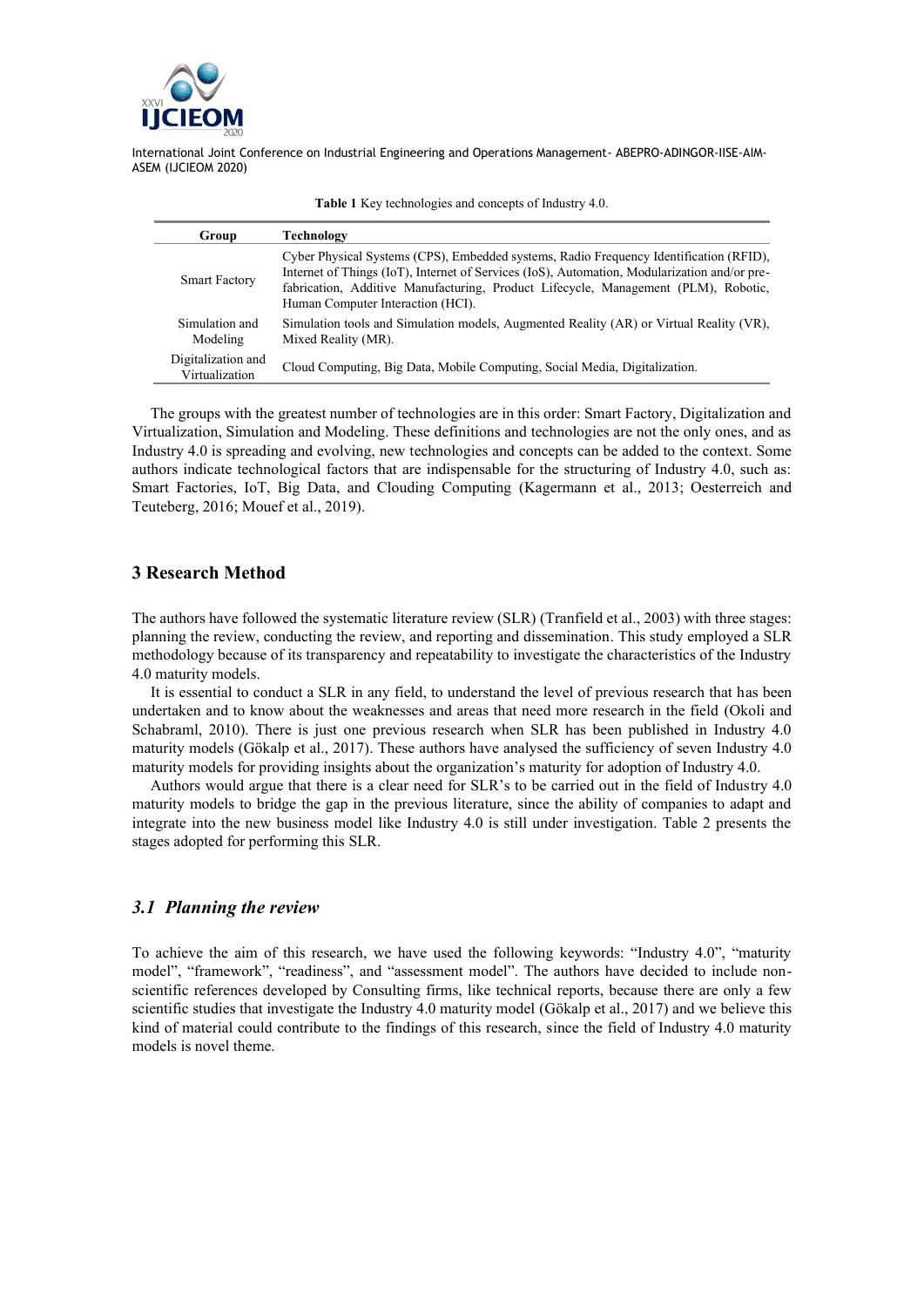**Table 1** Key technologies and concepts of Industry 4.0.

| Group | Technology |
|---|---|
| Smart Factory | Cyber Physical Systems (CPS), Embedded systems, Radio Frequency Identification (RFID), Internet of Things (IoT), Internet of Services (IoS), Automation, Modularization and/or pre-fabrication, Additive Manufacturing, Product Lifecycle, Management (PLM), Robotic, Human Computer Interaction (HCI). |
| Simulation and Modeling | Simulation tools and Simulation models, Augmented Reality (AR) or Virtual Reality (VR), Mixed Reality (MR). |
| Digitalization and Virtualization | Cloud Computing, Big Data, Mobile Computing, Social Media, Digitalization. |

The groups with the greatest number of technologies are in this order: Smart Factory, Digitalization and Virtualization, Simulation and Modeling. These definitions and technologies are not the only ones, and as Industry 4.0 is spreading and evolving, new technologies and concepts can be added to the context. Some authors indicate technological factors that are indispensable for the structuring of Industry 4.0, such as: Smart Factories, IoT, Big Data, and Clouding Computing (Kagermann et al., 2013; Oesterreich and Teuteberg, 2016; Mouef et al., 2019).

## 3 Research Method

The authors have followed the systematic literature review (SLR) (Tranfield et al., 2003) with three stages: planning the review, conducting the review, and reporting and dissemination. This study employed a SLR methodology because of its transparency and repeatability to investigate the characteristics of the Industry 4.0 maturity models.

It is essential to conduct a SLR in any field, to understand the level of previous research that has been undertaken and to know about the weaknesses and areas that need more research in the field (Okoli and Schabraml, 2010). There is just one previous research when SLR has been published in Industry 4.0 maturity models (Gökalp et al., 2017). These authors have analysed the sufficiency of seven Industry 4.0 maturity models for providing insights about the organization's maturity for adoption of Industry 4.0.

Authors would argue that there is a clear need for SLR's to be carried out in the field of Industry 4.0 maturity models to bridge the gap in the previous literature, since the ability of companies to adapt and integrate into the new business model like Industry 4.0 is still under investigation. Table 2 presents the stages adopted for performing this SLR.

### *3.1 Planning the review*

To achieve the aim of this research, we have used the following keywords: "Industry 4.0", "maturity model", "framework", "readiness", and "assessment model". The authors have decided to include non-scientific references developed by Consulting firms, like technical reports, because there are only a few scientific studies that investigate the Industry 4.0 maturity model (Gökalp et al., 2017) and we believe this kind of material could contribute to the findings of this research, since the field of Industry 4.0 maturity models is novel theme.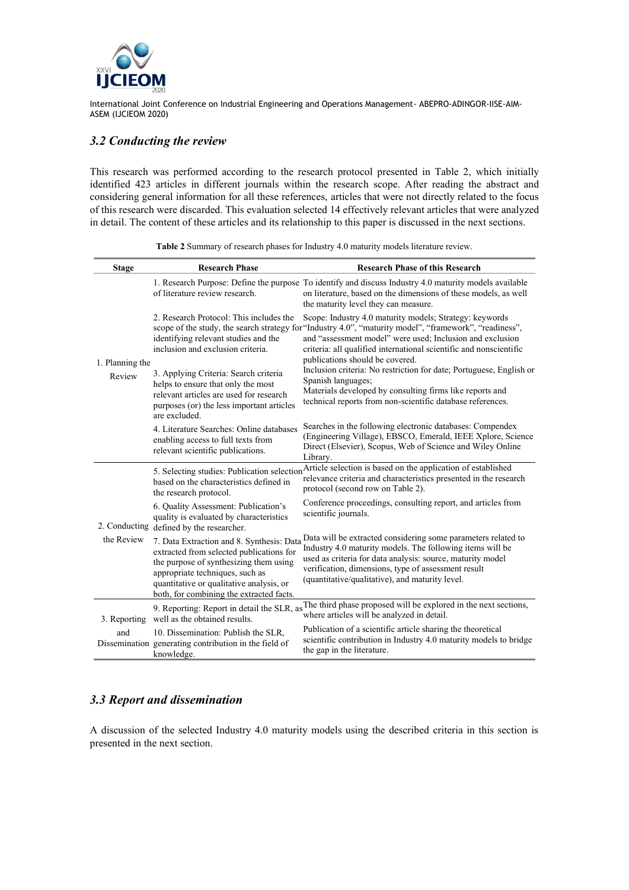### *3.2 Conducting the review*

This research was performed according to the research protocol presented in Table 2, which initially identified 423 articles in different journals within the research scope. After reading the abstract and considering general information for all these references, articles that were not directly related to the focus of this research were discarded. This evaluation selected 14 effectively relevant articles that were analyzed in detail. The content of these articles and its relationship to this paper is discussed in the next sections.

**Table 2** Summary of research phases for Industry 4.0 maturity models literature review.

| Stage | Research Phase | Research Phase of this Research |
|---|---|---|
| 1. Planning the Review | 1. Research Purpose: Define the purpose of literature review research. | To identify and discuss Industry 4.0 maturity models available on literature, based on the dimensions of these models, as well the maturity level they can measure. |
| | 2. Research Protocol: This includes the scope of the study, the search strategy for identifying relevant studies and the inclusion and exclusion criteria. | Scope: Industry 4.0 maturity models; Strategy: keywords "Industry 4.0", "maturity model", "framework", "readiness", and "assessment model" were used; Inclusion and exclusion criteria: all qualified international scientific and nonscientific publications should be covered. |
| | 3. Applying Criteria: Search criteria helps to ensure that only the most relevant articles are used for research purposes (or) the less important articles are excluded. | Inclusion criteria: No restriction for date; Portuguese, English or Spanish languages; Materials developed by consulting firms like reports and technical reports from non-scientific database references. |
| | 4. Literature Searches: Online databases enabling access to full texts from relevant scientific publications. | Searches in the following electronic databases: Compendex (Engineering Village), EBSCO, Emerald, IEEE Xplore, Science Direct (Elsevier), Scopus, Web of Science and Wiley Online Library. |
| 2. Conducting the Review | 5. Selecting studies: Publication selection based on the characteristics defined in the research protocol. | Article selection is based on the application of established relevance criteria and characteristics presented in the research protocol (second row on Table 2). |
| | 6. Quality Assessment: Publication's quality is evaluated by characteristics defined by the researcher. | Conference proceedings, consulting report, and articles from scientific journals. |
| | 7. Data Extraction and 8. Synthesis: Data extracted from selected publications for the purpose of synthesizing them using appropriate techniques, such as quantitative or qualitative analysis, or both, for combining the extracted facts. | Data will be extracted considering some parameters related to Industry 4.0 maturity models. The following items will be used as criteria for data analysis: source, maturity model verification, dimensions, type of assessment result (quantitative/qualitative), and maturity level. |
| 3. Reporting and Dissemination | 9. Reporting: Report in detail the SLR, as well as the obtained results. | The third phase proposed will be explored in the next sections, where articles will be analyzed in detail. |
| | 10. Dissemination: Publish the SLR, generating contribution in the field of knowledge. | Publication of a scientific article sharing the theoretical scientific contribution in Industry 4.0 maturity models to bridge the gap in the literature. |

### *3.3 Report and dissemination*

A discussion of the selected Industry 4.0 maturity models using the described criteria in this section is presented in the next section.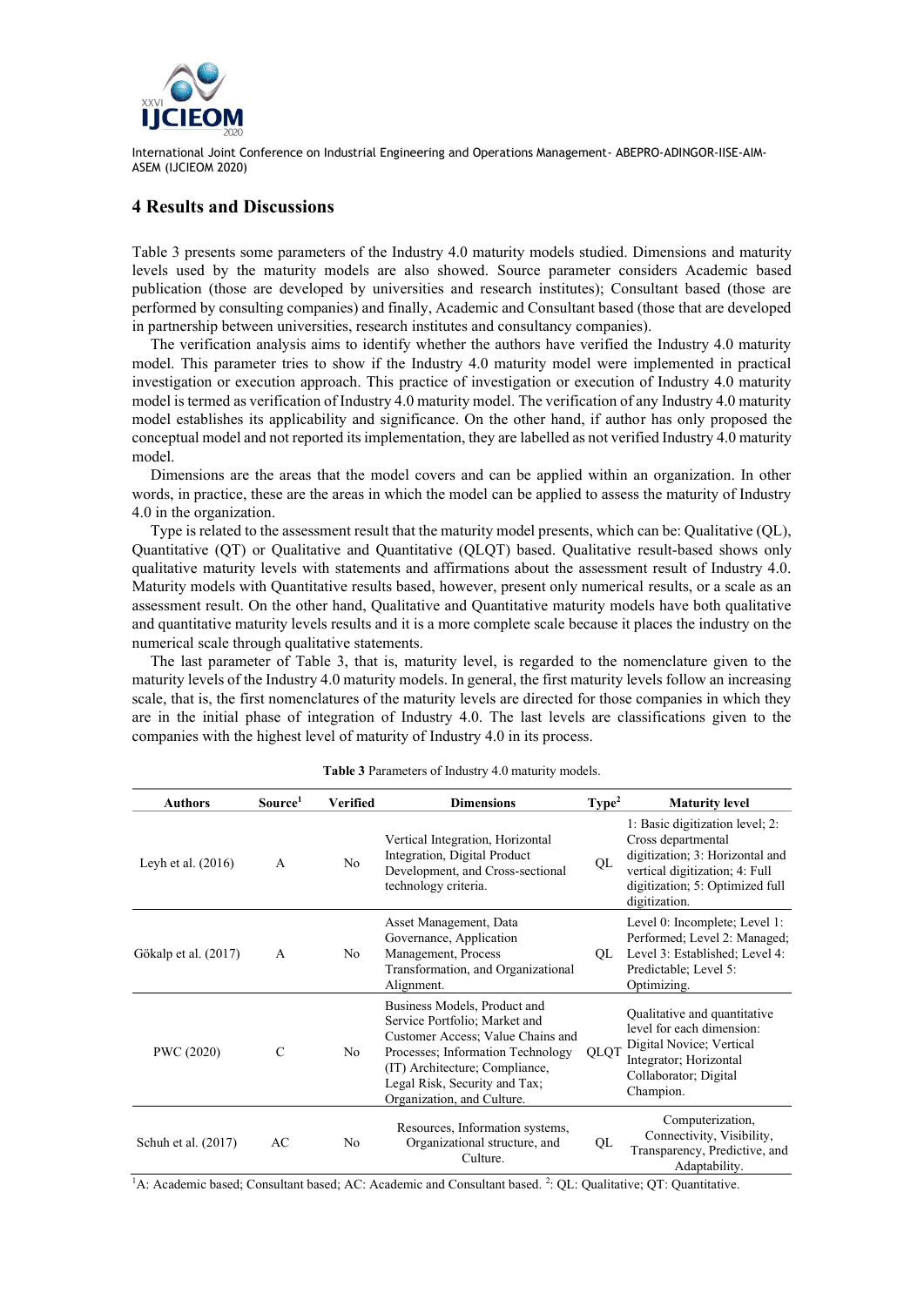## 4 Results and Discussions

Table 3 presents some parameters of the Industry 4.0 maturity models studied. Dimensions and maturity levels used by the maturity models are also showed. Source parameter considers Academic based publication (those are developed by universities and research institutes); Consultant based (those are performed by consulting companies) and finally, Academic and Consultant based (those that are developed in partnership between universities, research institutes and consultancy companies).

The verification analysis aims to identify whether the authors have verified the Industry 4.0 maturity model. This parameter tries to show if the Industry 4.0 maturity model were implemented in practical investigation or execution approach. This practice of investigation or execution of Industry 4.0 maturity model is termed as verification of Industry 4.0 maturity model. The verification of any Industry 4.0 maturity model establishes its applicability and significance. On the other hand, if author has only proposed the conceptual model and not reported its implementation, they are labelled as not verified Industry 4.0 maturity model.

Dimensions are the areas that the model covers and can be applied within an organization. In other words, in practice, these are the areas in which the model can be applied to assess the maturity of Industry 4.0 in the organization.

Type is related to the assessment result that the maturity model presents, which can be: Qualitative (QL), Quantitative (QT) or Qualitative and Quantitative (QLQT) based. Qualitative result-based shows only qualitative maturity levels with statements and affirmations about the assessment result of Industry 4.0. Maturity models with Quantitative results based, however, present only numerical results, or a scale as an assessment result. On the other hand, Qualitative and Quantitative maturity models have both qualitative and quantitative maturity levels results and it is a more complete scale because it places the industry on the numerical scale through qualitative statements.

The last parameter of Table 3, that is, maturity level, is regarded to the nomenclature given to the maturity levels of the Industry 4.0 maturity models. In general, the first maturity levels follow an increasing scale, that is, the first nomenclatures of the maturity levels are directed for those companies in which they are in the initial phase of integration of Industry 4.0. The last levels are classifications given to the companies with the highest level of maturity of Industry 4.0 in its process.

**Table 3** Parameters of Industry 4.0 maturity models.

| Authors | Source[1] | Verified | Dimensions | Type[2] | Maturity level |
|---|---|---|---|---|---|
| Leyh et al. (2016) | A | No | Vertical Integration, Horizontal Integration, Digital Product Development, and Cross-sectional technology criteria. | QL | 1: Basic digitization level; 2: Cross departmental digitization; 3: Horizontal and vertical digitization; 4: Full digitization; 5: Optimized full digitization. |
| Gökalp et al. (2017) | A | No | Asset Management, Data Governance, Application Management, Process Transformation, and Organizational Alignment. | QL | Level 0: Incomplete; Level 1: Performed; Level 2: Managed; Level 3: Established; Level 4: Predictable; Level 5: Optimizing. |
| PWC (2020) | C | No | Business Models, Product and Service Portfolio; Market and Customer Access; Value Chains and Processes; Information Technology (IT) Architecture; Compliance, Legal Risk, Security and Tax; Organization, and Culture. | QLQT | Qualitative and quantitative level for each dimension: Digital Novice; Vertical Integrator; Horizontal Collaborator; Digital Champion. |
| Schuh et al. (2017) | AC | No | Resources, Information systems, Organizational structure, and Culture. | QL | Computerization, Connectivity, Visibility, Transparency, Predictive, and Adaptability. |

[1]A: Academic based; Consultant based; AC: Academic and Consultant based. [2]: QL: Qualitative; QT: Quantitative.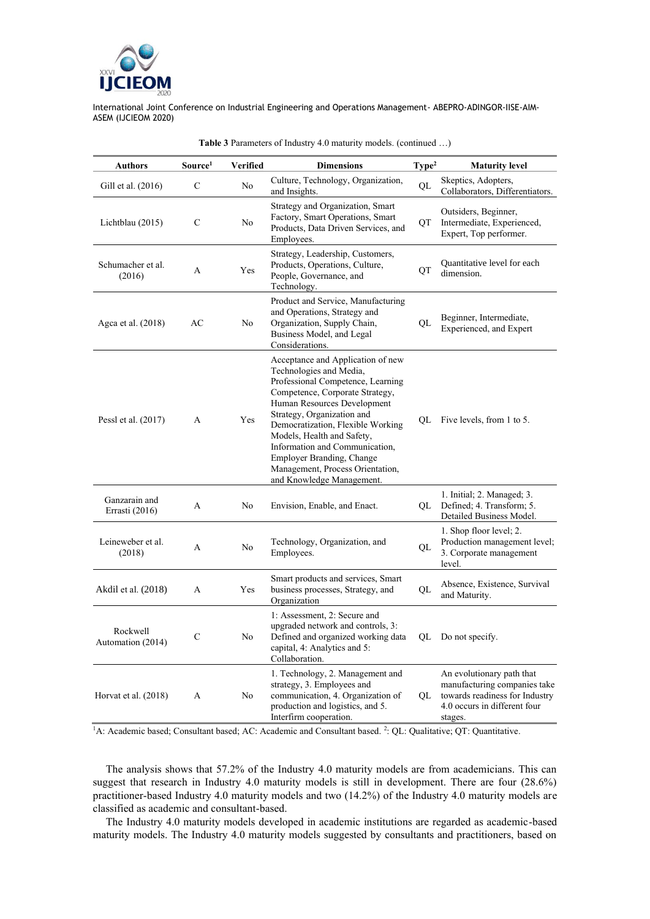**Table 3** Parameters of Industry 4.0 maturity models. (continued …)

| Authors | Source[1] | Verified | Dimensions | Type[2] | Maturity level |
|---|---|---|---|---|---|
| Gill et al. (2016) | C | No | Culture, Technology, Organization, and Insights. | QL | Skeptics, Adopters, Collaborators, Differentiators. |
| Lichtblau (2015) | C | No | Strategy and Organization, Smart Factory, Smart Operations, Smart Products, Data Driven Services, and Employees. | QT | Outsiders, Beginner, Intermediate, Experienced, Expert, Top performer. |
| Schumacher et al. (2016) | A | Yes | Strategy, Leadership, Customers, Products, Operations, Culture, People, Governance, and Technology. | QT | Quantitative level for each dimension. |
| Agca et al. (2018) | AC | No | Product and Service, Manufacturing and Operations, Strategy and Organization, Supply Chain, Business Model, and Legal Considerations. | QL | Beginner, Intermediate, Experienced, and Expert |
| Pessl et al. (2017) | A | Yes | Acceptance and Application of new Technologies and Media, Professional Competence, Learning Competence, Corporate Strategy, Human Resources Development Strategy, Organization and Democratization, Flexible Working Models, Health and Safety, Information and Communication, Employer Branding, Change Management, Process Orientation, and Knowledge Management. | QL | Five levels, from 1 to 5. |
| Ganzarain and Errasti (2016) | A | No | Envision, Enable, and Enact. | QL | 1. Initial; 2. Managed; 3. Defined; 4. Transform; 5. Detailed Business Model. |
| Leineweber et al. (2018) | A | No | Technology, Organization, and Employees. | QL | 1. Shop floor level; 2. Production management level; 3. Corporate management level. |
| Akdil et al. (2018) | A | Yes | Smart products and services, Smart business processes, Strategy, and Organization | QL | Absence, Existence, Survival and Maturity. |
| Rockwell Automation (2014) | C | No | 1: Assessment, 2: Secure and upgraded network and controls, 3: Defined and organized working data capital, 4: Analytics and 5: Collaboration. | QL | Do not specify. |
| Horvat et al. (2018) | A | No | 1. Technology, 2. Management and strategy, 3. Employees and communication, 4. Organization of production and logistics, and 5. Interfirm cooperation. | QL | An evolutionary path that manufacturing companies take towards readiness for Industry 4.0 occurs in different four stages. |

[1]A: Academic based; Consultant based; AC: Academic and Consultant based. [2]: QL: Qualitative; QT: Quantitative.

The analysis shows that 57.2% of the Industry 4.0 maturity models are from academicians. This can suggest that research in Industry 4.0 maturity models is still in development. There are four (28.6%) practitioner-based Industry 4.0 maturity models and two (14.2%) of the Industry 4.0 maturity models are classified as academic and consultant-based.

The Industry 4.0 maturity models developed in academic institutions are regarded as academic-based maturity models. The Industry 4.0 maturity models suggested by consultants and practitioners, based on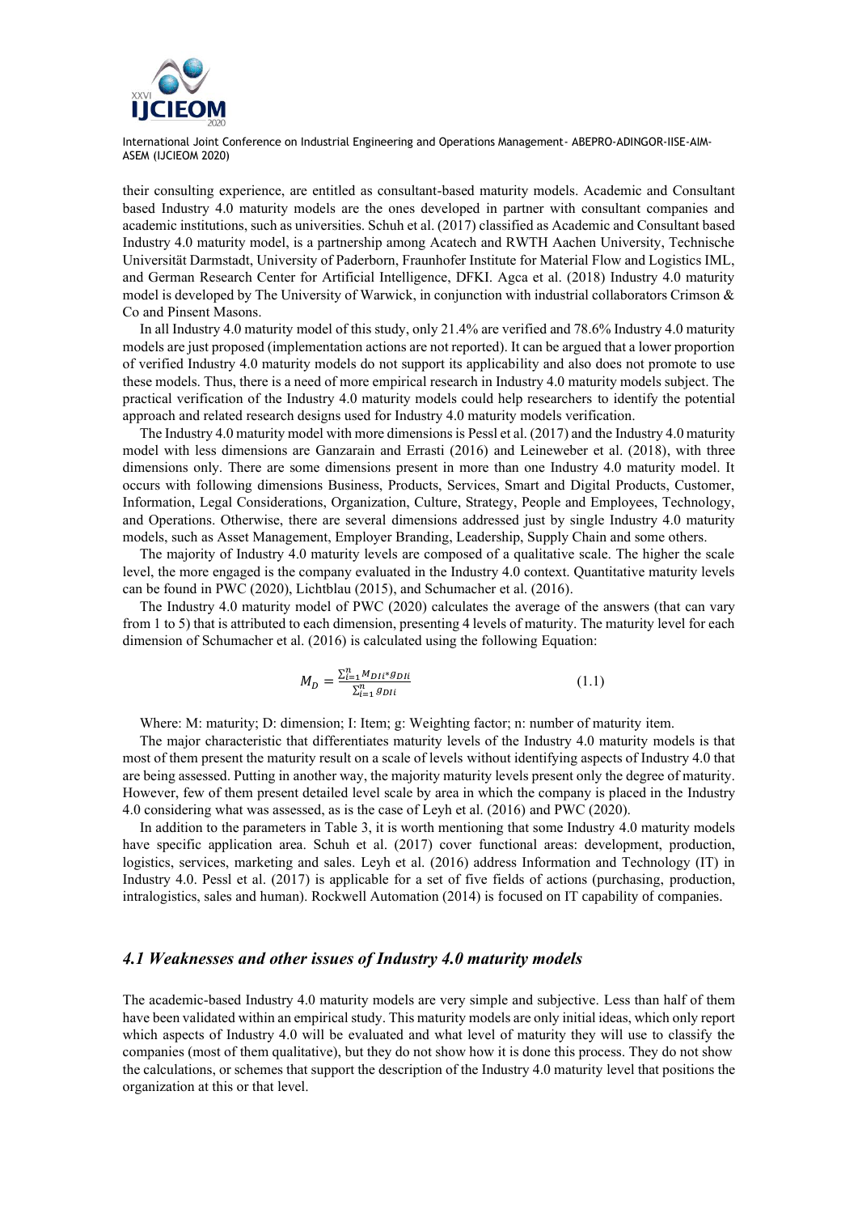their consulting experience, are entitled as consultant-based maturity models. Academic and Consultant based Industry 4.0 maturity models are the ones developed in partner with consultant companies and academic institutions, such as universities. Schuh et al. (2017) classified as Academic and Consultant based Industry 4.0 maturity model, is a partnership among Acatech and RWTH Aachen University, Technische Universität Darmstadt, University of Paderborn, Fraunhofer Institute for Material Flow and Logistics IML, and German Research Center for Artificial Intelligence, DFKI. Agca et al. (2018) Industry 4.0 maturity model is developed by The University of Warwick, in conjunction with industrial collaborators Crimson & Co and Pinsent Masons.

In all Industry 4.0 maturity model of this study, only 21.4% are verified and 78.6% Industry 4.0 maturity models are just proposed (implementation actions are not reported). It can be argued that a lower proportion of verified Industry 4.0 maturity models do not support its applicability and also does not promote to use these models. Thus, there is a need of more empirical research in Industry 4.0 maturity models subject. The practical verification of the Industry 4.0 maturity models could help researchers to identify the potential approach and related research designs used for Industry 4.0 maturity models verification.

The Industry 4.0 maturity model with more dimensions is Pessl et al. (2017) and the Industry 4.0 maturity model with less dimensions are Ganzarain and Errasti (2016) and Leineweber et al. (2018), with three dimensions only. There are some dimensions present in more than one Industry 4.0 maturity model. It occurs with following dimensions Business, Products, Services, Smart and Digital Products, Customer, Information, Legal Considerations, Organization, Culture, Strategy, People and Employees, Technology, and Operations. Otherwise, there are several dimensions addressed just by single Industry 4.0 maturity models, such as Asset Management, Employer Branding, Leadership, Supply Chain and some others.

The majority of Industry 4.0 maturity levels are composed of a qualitative scale. The higher the scale level, the more engaged is the company evaluated in the Industry 4.0 context. Quantitative maturity levels can be found in PWC (2020), Lichtblau (2015), and Schumacher et al. (2016).

The Industry 4.0 maturity model of PWC (2020) calculates the average of the answers (that can vary from 1 to 5) that is attributed to each dimension, presenting 4 levels of maturity. The maturity level for each dimension of Schumacher et al. (2016) is calculated using the following Equation:

$$M_D = \frac{\sum_{i=1}^{n} M_{DIi} * g_{DIi}}{\sum_{i=1}^{n} g_{DIi}} \tag{1.1}$$

Where: M: maturity; D: dimension; I: Item; g: Weighting factor; n: number of maturity item.

The major characteristic that differentiates maturity levels of the Industry 4.0 maturity models is that most of them present the maturity result on a scale of levels without identifying aspects of Industry 4.0 that are being assessed. Putting in another way, the majority maturity levels present only the degree of maturity. However, few of them present detailed level scale by area in which the company is placed in the Industry 4.0 considering what was assessed, as is the case of Leyh et al. (2016) and PWC (2020).

In addition to the parameters in Table 3, it is worth mentioning that some Industry 4.0 maturity models have specific application area. Schuh et al. (2017) cover functional areas: development, production, logistics, services, marketing and sales. Leyh et al. (2016) address Information and Technology (IT) in Industry 4.0. Pessl et al. (2017) is applicable for a set of five fields of actions (purchasing, production, intralogistics, sales and human). Rockwell Automation (2014) is focused on IT capability of companies.

### *4.1 Weaknesses and other issues of Industry 4.0 maturity models*

The academic-based Industry 4.0 maturity models are very simple and subjective. Less than half of them have been validated within an empirical study. This maturity models are only initial ideas, which only report which aspects of Industry 4.0 will be evaluated and what level of maturity they will use to classify the companies (most of them qualitative), but they do not show how it is done this process. They do not show the calculations, or schemes that support the description of the Industry 4.0 maturity level that positions the organization at this or that level.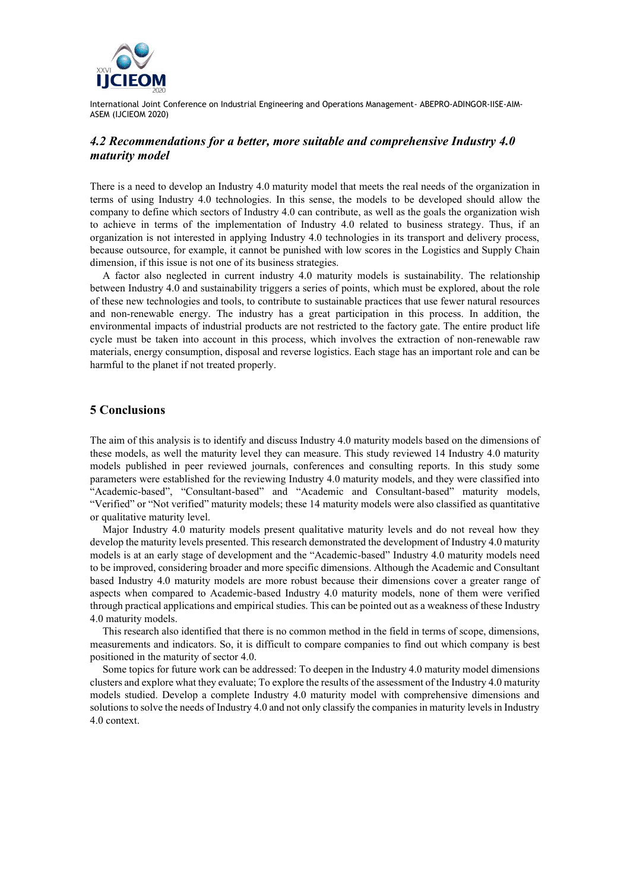### *4.2 Recommendations for a better, more suitable and comprehensive Industry 4.0 maturity model*

There is a need to develop an Industry 4.0 maturity model that meets the real needs of the organization in terms of using Industry 4.0 technologies. In this sense, the models to be developed should allow the company to define which sectors of Industry 4.0 can contribute, as well as the goals the organization wish to achieve in terms of the implementation of Industry 4.0 related to business strategy. Thus, if an organization is not interested in applying Industry 4.0 technologies in its transport and delivery process, because outsource, for example, it cannot be punished with low scores in the Logistics and Supply Chain dimension, if this issue is not one of its business strategies.

A factor also neglected in current industry 4.0 maturity models is sustainability. The relationship between Industry 4.0 and sustainability triggers a series of points, which must be explored, about the role of these new technologies and tools, to contribute to sustainable practices that use fewer natural resources and non-renewable energy. The industry has a great participation in this process. In addition, the environmental impacts of industrial products are not restricted to the factory gate. The entire product life cycle must be taken into account in this process, which involves the extraction of non-renewable raw materials, energy consumption, disposal and reverse logistics. Each stage has an important role and can be harmful to the planet if not treated properly.

## 5 Conclusions

The aim of this analysis is to identify and discuss Industry 4.0 maturity models based on the dimensions of these models, as well the maturity level they can measure. This study reviewed 14 Industry 4.0 maturity models published in peer reviewed journals, conferences and consulting reports. In this study some parameters were established for the reviewing Industry 4.0 maturity models, and they were classified into "Academic-based", "Consultant-based" and "Academic and Consultant-based" maturity models, "Verified" or "Not verified" maturity models; these 14 maturity models were also classified as quantitative or qualitative maturity level.

Major Industry 4.0 maturity models present qualitative maturity levels and do not reveal how they develop the maturity levels presented. This research demonstrated the development of Industry 4.0 maturity models is at an early stage of development and the "Academic-based" Industry 4.0 maturity models need to be improved, considering broader and more specific dimensions. Although the Academic and Consultant based Industry 4.0 maturity models are more robust because their dimensions cover a greater range of aspects when compared to Academic-based Industry 4.0 maturity models, none of them were verified through practical applications and empirical studies. This can be pointed out as a weakness of these Industry 4.0 maturity models.

This research also identified that there is no common method in the field in terms of scope, dimensions, measurements and indicators. So, it is difficult to compare companies to find out which company is best positioned in the maturity of sector 4.0.

Some topics for future work can be addressed: To deepen in the Industry 4.0 maturity model dimensions clusters and explore what they evaluate; To explore the results of the assessment of the Industry 4.0 maturity models studied. Develop a complete Industry 4.0 maturity model with comprehensive dimensions and solutions to solve the needs of Industry 4.0 and not only classify the companies in maturity levels in Industry 4.0 context.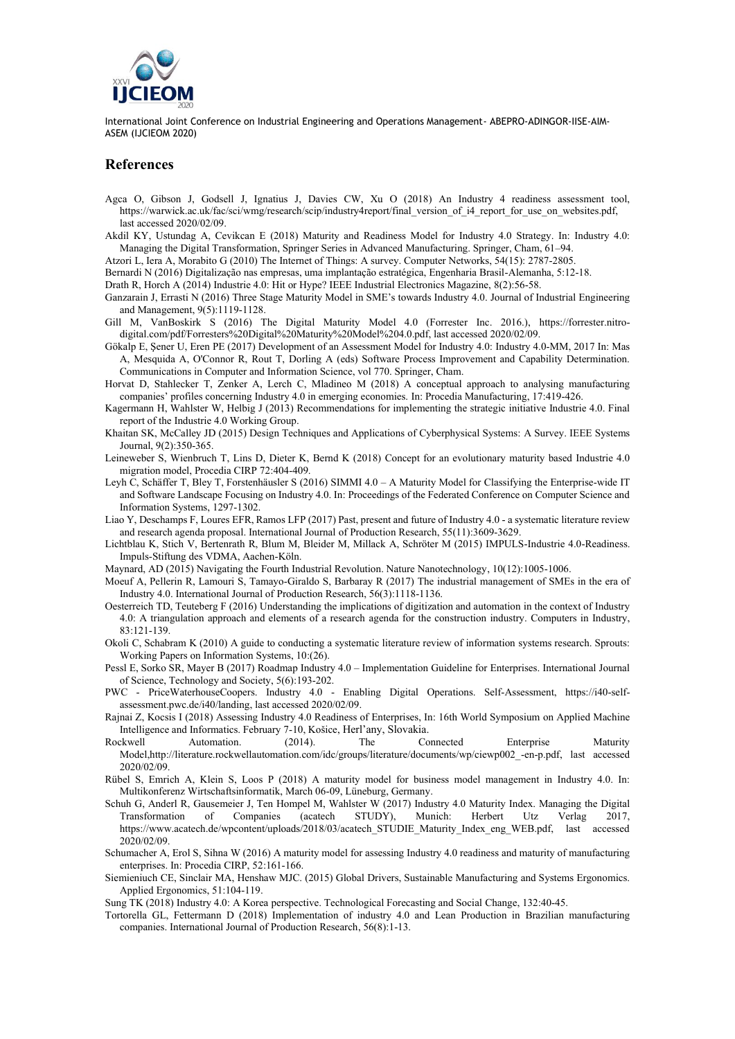## References

Agca O, Gibson J, Godsell J, Ignatius J, Davies CW, Xu O (2018) An Industry 4 readiness assessment tool, https://warwick.ac.uk/fac/sci/wmg/research/scip/industry4report/final_version_of_i4_report_for_use_on_websites.pdf, last accessed 2020/02/09.

Akdil KY, Ustundag A, Cevikcan E (2018) Maturity and Readiness Model for Industry 4.0 Strategy. In: Industry 4.0: Managing the Digital Transformation, Springer Series in Advanced Manufacturing. Springer, Cham, 61–94.

Atzori L, Iera A, Morabito G (2010) The Internet of Things: A survey. Computer Networks, 54(15): 2787-2805.

Bernardi N (2016) Digitalização nas empresas, uma implantação estratégica, Engenharia Brasil-Alemanha, 5:12-18.

Drath R, Horch A (2014) Industrie 4.0: Hit or Hype? IEEE Industrial Electronics Magazine, 8(2):56-58.

Ganzarain J, Errasti N (2016) Three Stage Maturity Model in SME's towards Industry 4.0. Journal of Industrial Engineering and Management, 9(5):1119-1128.

Gill M, VanBoskirk S (2016) The Digital Maturity Model 4.0 (Forrester Inc. 2016.), https://forrester.nitro-digital.com/pdf/Forresters%20Digital%20Maturity%20Model%204.0.pdf, last accessed 2020/02/09.

Gökalp E, Şener U, Eren PE (2017) Development of an Assessment Model for Industry 4.0: Industry 4.0-MM, 2017 In: Mas A, Mesquida A, O'Connor R, Rout T, Dorling A (eds) Software Process Improvement and Capability Determination. Communications in Computer and Information Science, vol 770. Springer, Cham.

Horvat D, Stahlecker T, Zenker A, Lerch C, Mladineo M (2018) A conceptual approach to analysing manufacturing companies' profiles concerning Industry 4.0 in emerging economies. In: Procedia Manufacturing, 17:419-426.

Kagermann H, Wahlster W, Helbig J (2013) Recommendations for implementing the strategic initiative Industrie 4.0. Final report of the Industrie 4.0 Working Group.

Khaitan SK, McCalley JD (2015) Design Techniques and Applications of Cyberphysical Systems: A Survey. IEEE Systems Journal, 9(2):350-365.

Leineweber S, Wienbruch T, Lins D, Dieter K, Bernd K (2018) Concept for an evolutionary maturity based Industrie 4.0 migration model, Procedia CIRP 72:404-409.

Leyh C, Schäffer T, Bley T, Forstenhäusler S (2016) SIMMI 4.0 – A Maturity Model for Classifying the Enterprise-wide IT and Software Landscape Focusing on Industry 4.0. In: Proceedings of the Federated Conference on Computer Science and Information Systems, 1297-1302.

Liao Y, Deschamps F, Loures EFR, Ramos LFP (2017) Past, present and future of Industry 4.0 - a systematic literature review and research agenda proposal. International Journal of Production Research, 55(11):3609-3629.

Lichtblau K, Stich V, Bertenrath R, Blum M, Bleider M, Millack A, Schröter M (2015) IMPULS-Industrie 4.0-Readiness. Impuls-Stiftung des VDMA, Aachen-Köln.

Maynard, AD (2015) Navigating the Fourth Industrial Revolution. Nature Nanotechnology, 10(12):1005-1006.

Moeuf A, Pellerin R, Lamouri S, Tamayo-Giraldo S, Barbaray R (2017) The industrial management of SMEs in the era of Industry 4.0. International Journal of Production Research, 56(3):1118-1136.

Oesterreich TD, Teuteberg F (2016) Understanding the implications of digitization and automation in the context of Industry 4.0: A triangulation approach and elements of a research agenda for the construction industry. Computers in Industry, 83:121-139.

Okoli C, Schabram K (2010) A guide to conducting a systematic literature review of information systems research. Sprouts: Working Papers on Information Systems, 10:(26).

Pessl E, Sorko SR, Mayer B (2017) Roadmap Industry 4.0 – Implementation Guideline for Enterprises. International Journal of Science, Technology and Society, 5(6):193-202.

PWC - PriceWaterhouseCoopers. Industry 4.0 - Enabling Digital Operations. Self-Assessment, https://i40-self-assessment.pwc.de/i40/landing, last accessed 2020/02/09.

Rajnai Z, Kocsis I (2018) Assessing Industry 4.0 Readiness of Enterprises, In: 16th World Symposium on Applied Machine Intelligence and Informatics. February 7-10, Košice, Herl'any, Slovakia.

Rockwell Automation. (2014). The Connected Enterprise Maturity Model,http://literature.rockwellautomation.com/idc/groups/literature/documents/wp/ciewp002_-en-p.pdf, last accessed 2020/02/09.

Rübel S, Emrich A, Klein S, Loos P (2018) A maturity model for business model management in Industry 4.0. In: Multikonferenz Wirtschaftsinformatik, March 06-09, Lüneburg, Germany.

Schuh G, Anderl R, Gausemeier J, Ten Hompel M, Wahlster W (2017) Industry 4.0 Maturity Index. Managing the Digital Transformation of Companies (acatech STUDY), Munich: Herbert Utz Verlag 2017, https://www.acatech.de/wpcontent/uploads/2018/03/acatech_STUDIE_Maturity_Index_eng_WEB.pdf, last accessed 2020/02/09.

Schumacher A, Erol S, Sihna W (2016) A maturity model for assessing Industry 4.0 readiness and maturity of manufacturing enterprises. In: Procedia CIRP, 52:161-166.

Siemieniuch CE, Sinclair MA, Henshaw MJC. (2015) Global Drivers, Sustainable Manufacturing and Systems Ergonomics. Applied Ergonomics, 51:104-119.

Sung TK (2018) Industry 4.0: A Korea perspective. Technological Forecasting and Social Change, 132:40-45.

Tortorella GL, Fettermann D (2018) Implementation of industry 4.0 and Lean Production in Brazilian manufacturing companies. International Journal of Production Research, 56(8):1-13.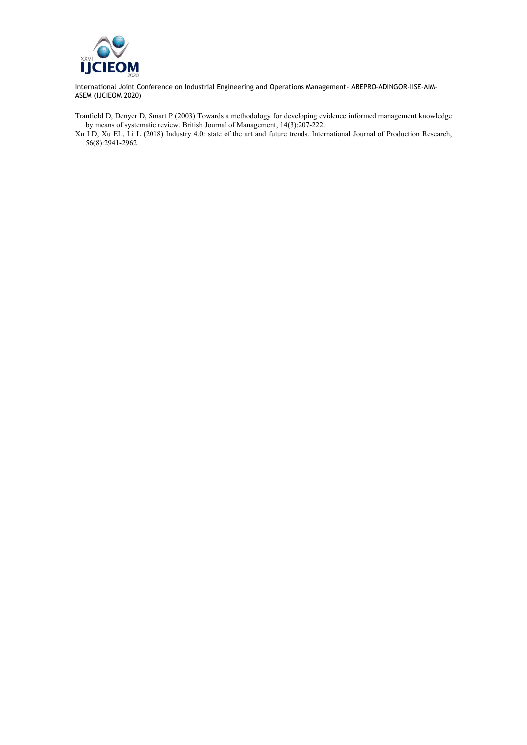Tranfield D, Denyer D, Smart P (2003) Towards a methodology for developing evidence informed management knowledge by means of systematic review. British Journal of Management, 14(3):207-222.

Xu LD, Xu EL, Li L (2018) Industry 4.0: state of the art and future trends. International Journal of Production Research, 56(8):2941-2962.